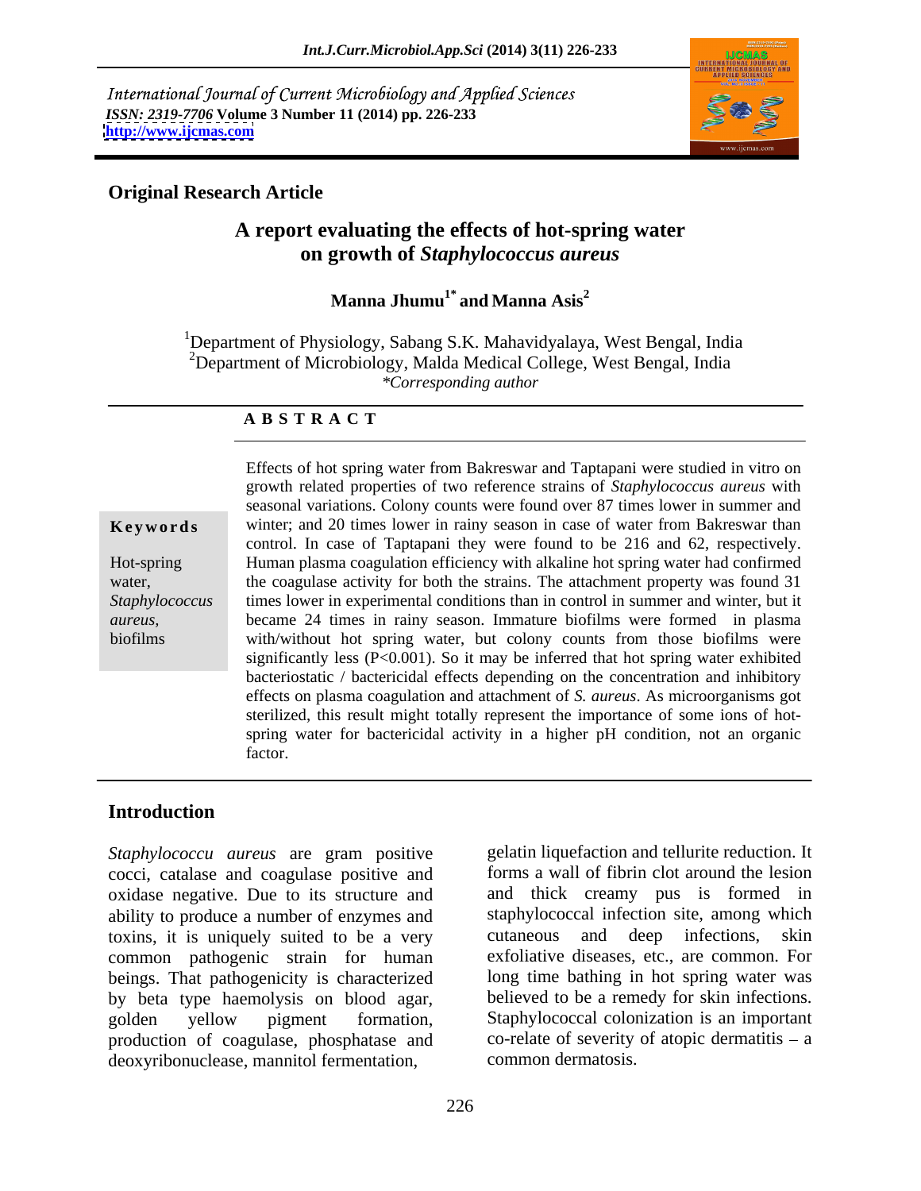*International Journal of Current Microbiology and Applied Sciences*
***ISSN: 2319-7706*** **Volume 3 Number 11 (2014) pp. 226-233**
**http://www.ijcmas.com**

**Original Research Article**

# A report evaluating the effects of hot-spring water on growth of *Staphylococcus aureus*

**Manna Jhumu[1*] and Manna Asis[2]**

[1]Department of Physiology, Sabang S.K. Mahavidyalaya, West Bengal, India
[2]Department of Microbiology, Malda Medical College, West Bengal, India
*\*Corresponding author*

## A B S T R A C T

**Keywords**

Hot-spring water, *Staphylococcus aureus,* biofilms

Effects of hot spring water from Bakreswar and Taptapani were studied in vitro on growth related properties of two reference strains of *Staphylococcus aureus* with seasonal variations. Colony counts were found over 87 times lower in summer and winter; and 20 times lower in rainy season in case of water from Bakreswar than control. In case of Taptapani they were found to be 216 and 62, respectively. Human plasma coagulation efficiency with alkaline hot spring water had confirmed the coagulase activity for both the strains. The attachment property was found 31 times lower in experimental conditions than in control in summer and winter, but it became 24 times in rainy season. Immature biofilms were formed in plasma with/without hot spring water, but colony counts from those biofilms were significantly less ($P<0.001$). So it may be inferred that hot spring water exhibited bacteriostatic / bactericidal effects depending on the concentration and inhibitory effects on plasma coagulation and attachment of *S. aureus*. As microorganisms got sterilized, this result might totally represent the importance of some ions of hot-spring water for bactericidal activity in a higher pH condition, not an organic factor.

## Introduction

*Staphylococcu aureus* are gram positive cocci, catalase and coagulase positive and oxidase negative. Due to its structure and ability to produce a number of enzymes and toxins, it is uniquely suited to be a very common pathogenic strain for human beings. That pathogenicity is characterized by beta type haemolysis on blood agar, golden yellow pigment formation, production of coagulase, phosphatase and deoxyribonuclease, mannitol fermentation, gelatin liquefaction and tellurite reduction. It forms a wall of fibrin clot around the lesion and thick creamy pus is formed in staphylococcal infection site, among which cutaneous and deep infections, skin exfoliative diseases, etc., are common. For long time bathing in hot spring water was believed to be a remedy for skin infections. Staphylococcal colonization is an important co-relate of severity of atopic dermatitis – a common dermatosis.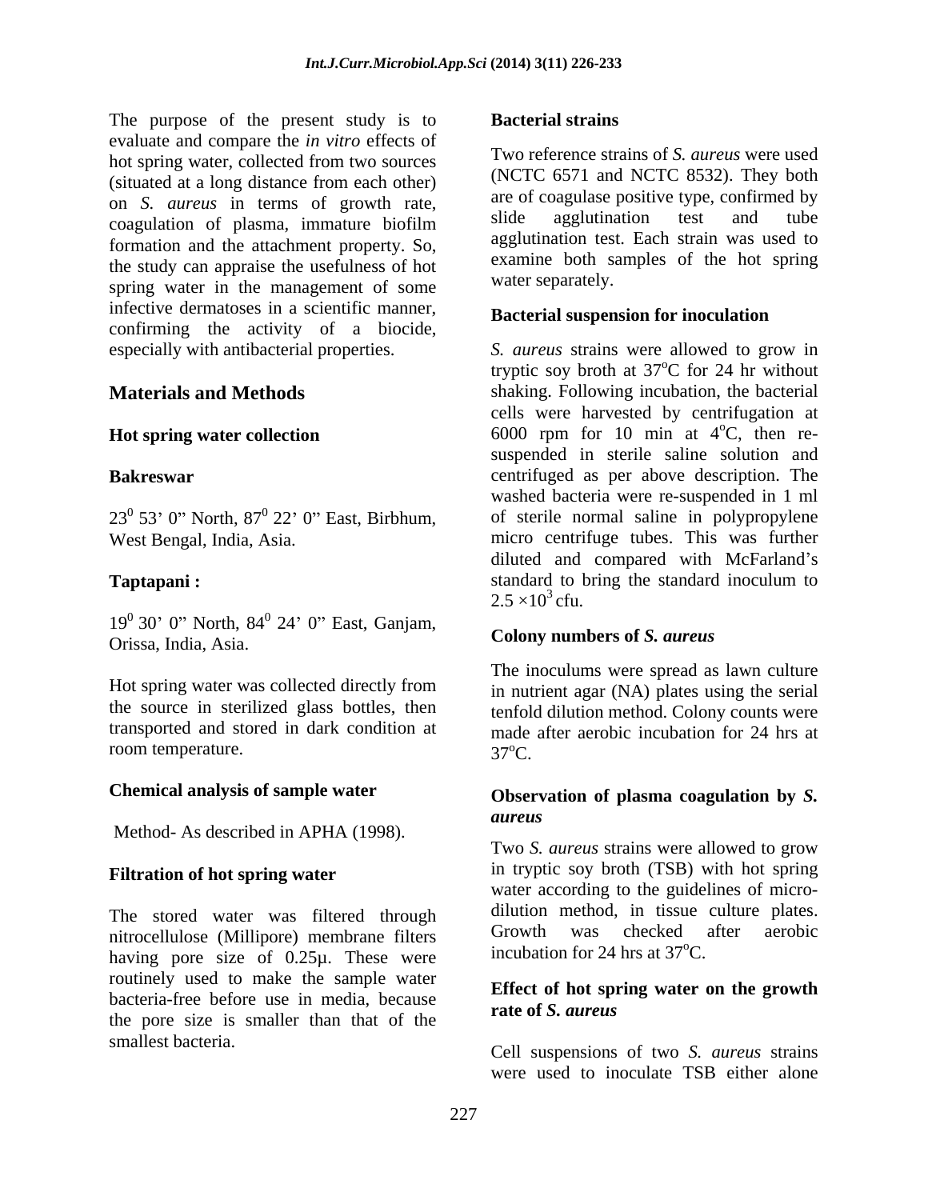The purpose of the present study is to evaluate and compare the *in vitro* effects of hot spring water, collected from two sources (situated at a long distance from each other) on *S. aureus* in terms of growth rate, coagulation of plasma, immature biofilm formation and the attachment property. So, the study can appraise the usefulness of hot spring water in the management of some infective dermatoses in a scientific manner, confirming the activity of a biocide, especially with antibacterial properties.

## Materials and Methods

### Hot spring water collection

**Bakreswar**

$23^0$ 53' 0" North, $87^0$ 22' 0" East, Birbhum, West Bengal, India, Asia.

**Taptapani :**

$19^0$ 30' 0" North, $84^0$ 24' 0" East, Ganjam, Orissa, India, Asia.

Hot spring water was collected directly from the source in sterilized glass bottles, then transported and stored in dark condition at room temperature.

### Chemical analysis of sample water

Method- As described in APHA (1998).

### Filtration of hot spring water

The stored water was filtered through nitrocellulose (Millipore) membrane filters having pore size of 0.25μ. These were routinely used to make the sample water bacteria-free before use in media, because the pore size is smaller than that of the smallest bacteria.

### Bacterial strains

Two reference strains of *S. aureus* were used (NCTC 6571 and NCTC 8532). They both are of coagulase positive type, confirmed by slide agglutination test and tube agglutination test. Each strain was used to examine both samples of the hot spring water separately.

### Bacterial suspension for inoculation

*S. aureus* strains were allowed to grow in tryptic soy broth at 37°C for 24 hr without shaking. Following incubation, the bacterial cells were harvested by centrifugation at 6000 rpm for 10 min at 4°C, then re-suspended in sterile saline solution and centrifuged as per above description. The washed bacteria were re-suspended in 1 ml of sterile normal saline in polypropylene micro centrifuge tubes. This was further diluted and compared with McFarland's standard to bring the standard inoculum to $2.5 \times 10^3$ cfu.

### Colony numbers of *S. aureus*

The inoculums were spread as lawn culture in nutrient agar (NA) plates using the serial tenfold dilution method. Colony counts were made after aerobic incubation for 24 hrs at 37°C.

### Observation of plasma coagulation by *S. aureus*

Two *S. aureus* strains were allowed to grow in tryptic soy broth (TSB) with hot spring water according to the guidelines of micro-dilution method, in tissue culture plates. Growth was checked after aerobic incubation for 24 hrs at 37°C.

### Effect of hot spring water on the growth rate of *S. aureus*

Cell suspensions of two *S. aureus* strains were used to inoculate TSB either alone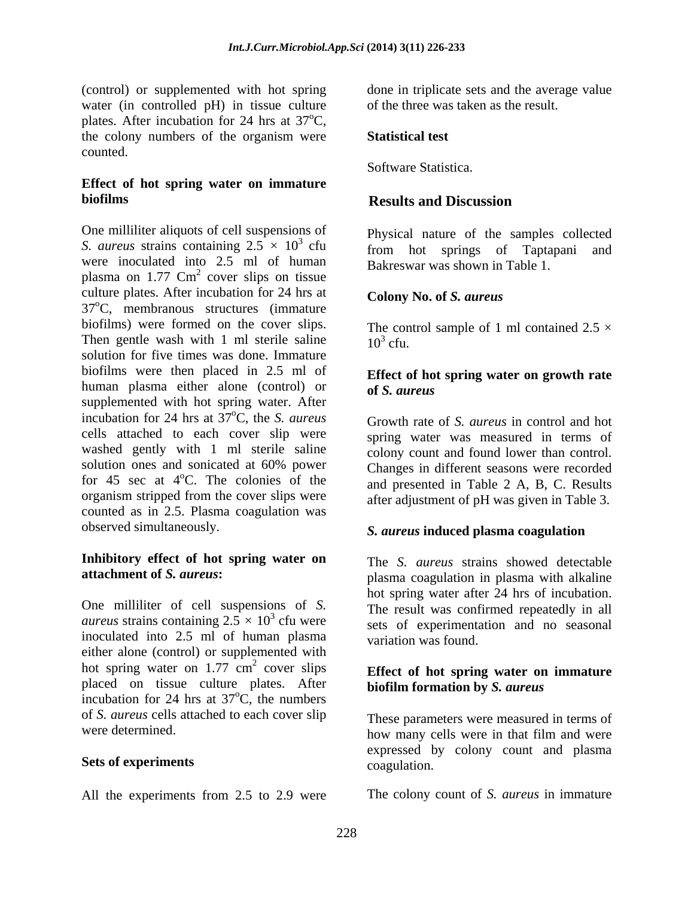(control) or supplemented with hot spring water (in controlled pH) in tissue culture plates. After incubation for 24 hrs at $37^{o}$C, the colony numbers of the organism were counted.

**Effect of hot spring water on immature biofilms**

One milliliter aliquots of cell suspensions of *S. aureus* strains containing $2.5 \times 10^{3}$ cfu were inoculated into 2.5 ml of human plasma on 1.77 $Cm^{2}$ cover slips on tissue culture plates. After incubation for 24 hrs at $37^{o}$C, membranous structures (immature biofilms) were formed on the cover slips. Then gentle wash with 1 ml sterile saline solution for five times was done. Immature biofilms were then placed in 2.5 ml of human plasma either alone (control) or supplemented with hot spring water. After incubation for 24 hrs at $37^{o}$C, the *S. aureus* cells attached to each cover slip were washed gently with 1 ml sterile saline solution ones and sonicated at 60% power for 45 sec at $4^{o}$C. The colonies of the organism stripped from the cover slips were counted as in 2.5. Plasma coagulation was observed simultaneously.

**Inhibitory effect of hot spring water on attachment of *S. aureus*:**

One milliliter of cell suspensions of *S. aureus* strains containing $2.5 \times 10^{3}$ cfu were inoculated into 2.5 ml of human plasma either alone (control) or supplemented with hot spring water on 1.77 $cm^{2}$ cover slips placed on tissue culture plates. After incubation for 24 hrs at $37^{o}$C, the numbers of *S. aureus* cells attached to each cover slip were determined.

**Sets of experiments**

All the experiments from 2.5 to 2.9 were done in triplicate sets and the average value of the three was taken as the result.

**Statistical test**

Software Statistica.

## Results and Discussion

Physical nature of the samples collected from hot springs of Taptapani and Bakreswar was shown in Table 1.

**Colony No. of *S. aureus***

The control sample of 1 ml contained $2.5 \times 10^{3}$ cfu.

**Effect of hot spring water on growth rate of *S. aureus***

Growth rate of *S. aureus* in control and hot spring water was measured in terms of colony count and found lower than control. Changes in different seasons were recorded and presented in Table 2 A, B, C. Results after adjustment of pH was given in Table 3.

***S. aureus* induced plasma coagulation**

The *S. aureus* strains showed detectable plasma coagulation in plasma with alkaline hot spring water after 24 hrs of incubation. The result was confirmed repeatedly in all sets of experimentation and no seasonal variation was found.

**Effect of hot spring water on immature biofilm formation by *S. aureus***

These parameters were measured in terms of how many cells were in that film and were expressed by colony count and plasma coagulation.

The colony count of *S. aureus* in immature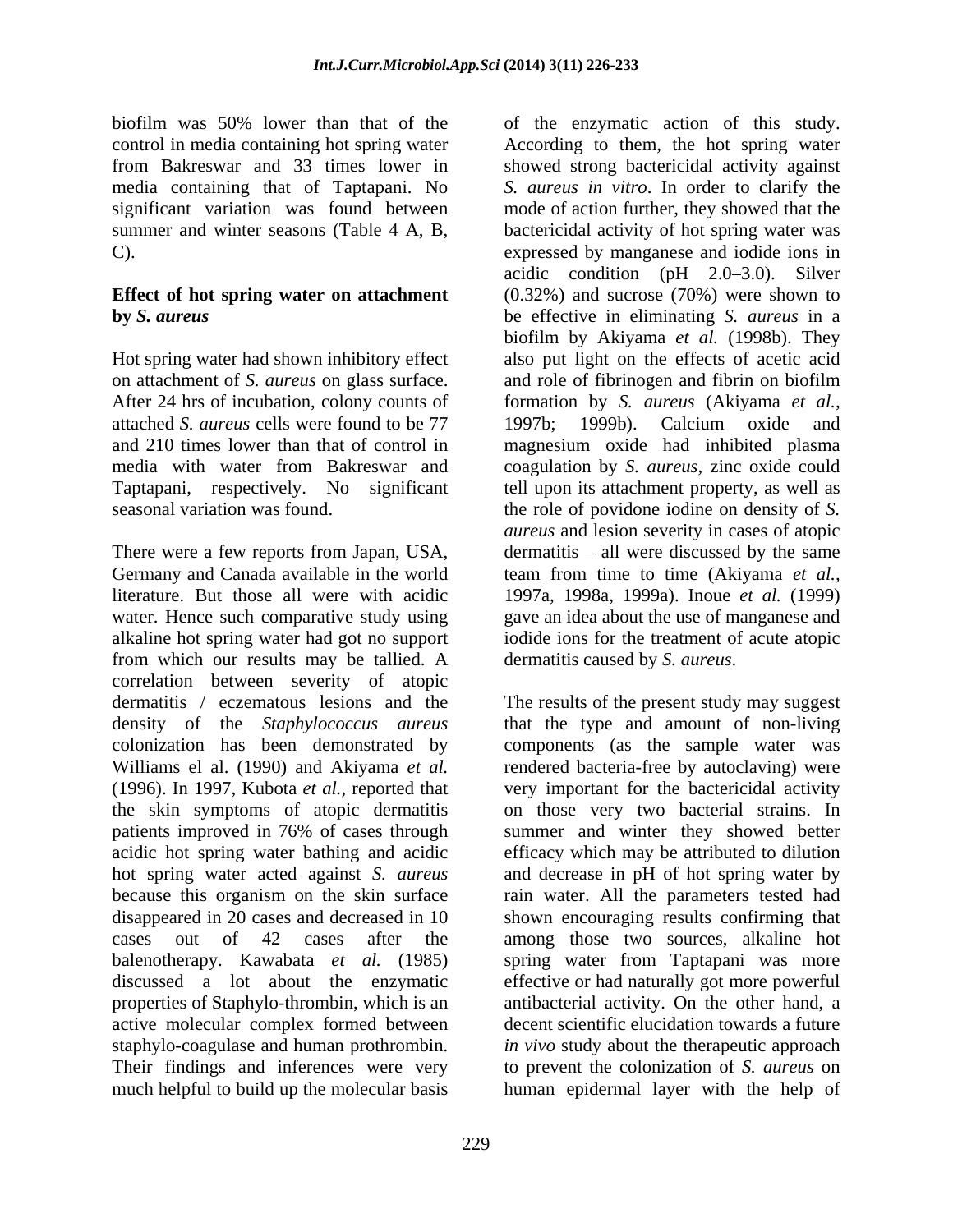biofilm was 50% lower than that of the control in media containing hot spring water from Bakreswar and 33 times lower in media containing that of Taptapani. No significant variation was found between summer and winter seasons (Table 4 A, B, C).

### Effect of hot spring water on attachment by *S. aureus*

Hot spring water had shown inhibitory effect on attachment of *S. aureus* on glass surface. After 24 hrs of incubation, colony counts of attached *S. aureus* cells were found to be 77 and 210 times lower than that of control in media with water from Bakreswar and Taptapani, respectively. No significant seasonal variation was found.

There were a few reports from Japan, USA, Germany and Canada available in the world literature. But those all were with acidic water. Hence such comparative study using alkaline hot spring water had got no support from which our results may be tallied. A correlation between severity of atopic dermatitis / eczematous lesions and the density of the *Staphylococcus aureus* colonization has been demonstrated by Williams el al. (1990) and Akiyama *et al.* (1996). In 1997, Kubota *et al.*, reported that the skin symptoms of atopic dermatitis patients improved in 76% of cases through acidic hot spring water bathing and acidic hot spring water acted against *S. aureus* because this organism on the skin surface disappeared in 20 cases and decreased in 10 cases out of 42 cases after the balenotherapy. Kawabata *et al.* (1985) discussed a lot about the enzymatic properties of Staphylo-thrombin, which is an active molecular complex formed between staphylo-coagulase and human prothrombin. Their findings and inferences were very much helpful to build up the molecular basis of the enzymatic action of this study. According to them, the hot spring water showed strong bactericidal activity against *S. aureus in vitro*. In order to clarify the mode of action further, they showed that the bactericidal activity of hot spring water was expressed by manganese and iodide ions in acidic condition (pH 2.0–3.0). Silver (0.32%) and sucrose (70%) were shown to be effective in eliminating *S. aureus* in a biofilm by Akiyama *et al.* (1998b). They also put light on the effects of acetic acid and role of fibrinogen and fibrin on biofilm formation by *S. aureus* (Akiyama *et al.*, 1997b; 1999b). Calcium oxide and magnesium oxide had inhibited plasma coagulation by *S. aureus*, zinc oxide could tell upon its attachment property, as well as the role of povidone iodine on density of *S. aureus* and lesion severity in cases of atopic dermatitis – all were discussed by the same team from time to time (Akiyama *et al.*, 1997a, 1998a, 1999a). Inoue *et al.* (1999) gave an idea about the use of manganese and iodide ions for the treatment of acute atopic dermatitis caused by *S. aureus*.

The results of the present study may suggest that the type and amount of non-living components (as the sample water was rendered bacteria-free by autoclaving) were very important for the bactericidal activity on those very two bacterial strains. In summer and winter they showed better efficacy which may be attributed to dilution and decrease in pH of hot spring water by rain water. All the parameters tested had shown encouraging results confirming that among those two sources, alkaline hot spring water from Taptapani was more effective or had naturally got more powerful antibacterial activity. On the other hand, a decent scientific elucidation towards a future *in vivo* study about the therapeutic approach to prevent the colonization of *S. aureus* on human epidermal layer with the help of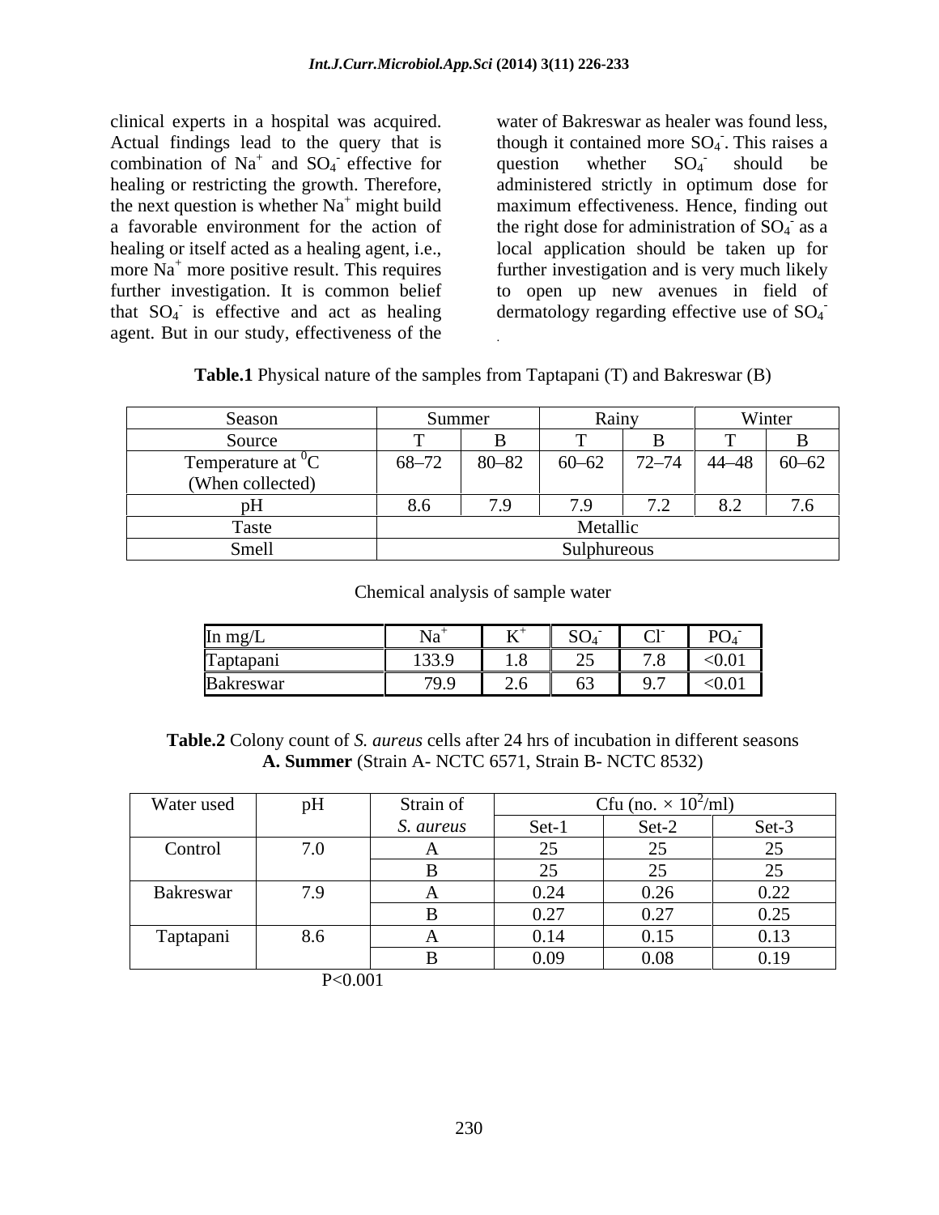clinical experts in a hospital was acquired. Actual findings lead to the query that is combination of $Na^+$ and $SO_4^-$ effective for healing or restricting the growth. Therefore, the next question is whether $Na^+$ might build a favorable environment for the action of healing or itself acted as a healing agent, i.e., more $Na^+$ more positive result. This requires further investigation. It is common belief that $SO_4^-$ is effective and act as healing agent. But in our study, effectiveness of the water of Bakreswar as healer was found less, though it contained more $SO_4^-$. This raises a question whether $SO_4^-$ should be administered strictly in optimum dose for maximum effectiveness. Hence, finding out the right dose for administration of $SO_4^-$ as a local application should be taken up for further investigation and is very much likely to open up new avenues in field of dermatology regarding effective use of $SO_4^-$.

**Table.1** Physical nature of the samples from Taptapani (T) and Bakreswar (B)

| Season | Summer | | Rainy | | Winter | |
|---|---|---|---|---|---|---|
| Source | T | B | T | B | T | B |
| Temperature at $^0C$ (When collected) | 68–72 | 80–82 | 60–62 | 72–74 | 44–48 | 60–62 |
| pH | 8.6 | 7.9 | 7.9 | 7.2 | 8.2 | 7.6 |
| Taste | Metallic | | | | | |
| Smell | Sulphureous | | | | | |

Chemical analysis of sample water

| In mg/L | $Na^+$ | $K^+$ | $SO_4^-$ | $Cl^-$ | $PO_4^-$ |
|---|---|---|---|---|---|
| Taptapani | 133.9 | 1.8 | 25 | 7.8 | <0.01 |
| Bakreswar | 79.9 | 2.6 | 63 | 9.7 | <0.01 |

**Table.2** Colony count of *S. aureus* cells after 24 hrs of incubation in different seasons
**A. Summer** (Strain A- NCTC 6571, Strain B- NCTC 8532)

| Water used | pH | Strain of *S. aureus* | Cfu (no. × $10^2$/ml) | | |
|---|---|---|---|---|---|
| | | | Set-1 | Set-2 | Set-3 |
| Control | 7.0 | A | 25 | 25 | 25 |
| | | B | 25 | 25 | 25 |
| Bakreswar | 7.9 | A | 0.24 | 0.26 | 0.22 |
| | | B | 0.27 | 0.27 | 0.25 |
| Taptapani | 8.6 | A | 0.14 | 0.15 | 0.13 |
| | | B | 0.09 | 0.08 | 0.19 |

$P<0.001$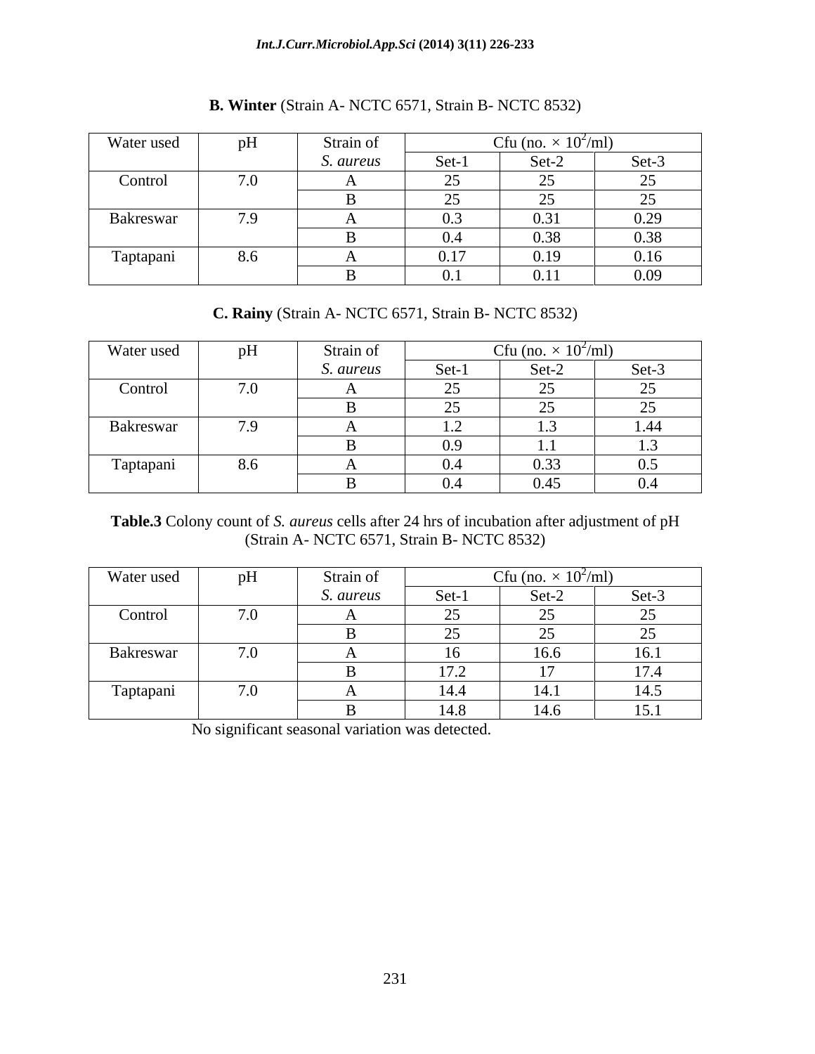**B. Winter** (Strain A- NCTC 6571, Strain B- NCTC 8532)

| Water used | pH | Strain of *S. aureus* | Cfu (no. × $10^2$/ml) | | |
|---|---|---|---|---|---|
| | | | Set-1 | Set-2 | Set-3 |
| Control | 7.0 | A | 25 | 25 | 25 |
| | | B | 25 | 25 | 25 |
| Bakreswar | 7.9 | A | 0.3 | 0.31 | 0.29 |
| | | B | 0.4 | 0.38 | 0.38 |
| Taptapani | 8.6 | A | 0.17 | 0.19 | 0.16 |
| | | B | 0.1 | 0.11 | 0.09 |

**C. Rainy** (Strain A- NCTC 6571, Strain B- NCTC 8532)

| Water used | pH | Strain of *S. aureus* | Cfu (no. × $10^2$/ml) | | |
|---|---|---|---|---|---|
| | | | Set-1 | Set-2 | Set-3 |
| Control | 7.0 | A | 25 | 25 | 25 |
| | | B | 25 | 25 | 25 |
| Bakreswar | 7.9 | A | 1.2 | 1.3 | 1.44 |
| | | B | 0.9 | 1.1 | 1.3 |
| Taptapani | 8.6 | A | 0.4 | 0.33 | 0.5 |
| | | B | 0.4 | 0.45 | 0.4 |

**Table.3** Colony count of *S. aureus* cells after 24 hrs of incubation after adjustment of pH (Strain A- NCTC 6571, Strain B- NCTC 8532)

| Water used | pH | Strain of *S. aureus* | Cfu (no. × $10^2$/ml) | | |
|---|---|---|---|---|---|
| | | | Set-1 | Set-2 | Set-3 |
| Control | 7.0 | A | 25 | 25 | 25 |
| | | B | 25 | 25 | 25 |
| Bakreswar | 7.0 | A | 16 | 16.6 | 16.1 |
| | | B | 17.2 | 17 | 17.4 |
| Taptapani | 7.0 | A | 14.4 | 14.1 | 14.5 |
| | | B | 14.8 | 14.6 | 15.1 |

No significant seasonal variation was detected.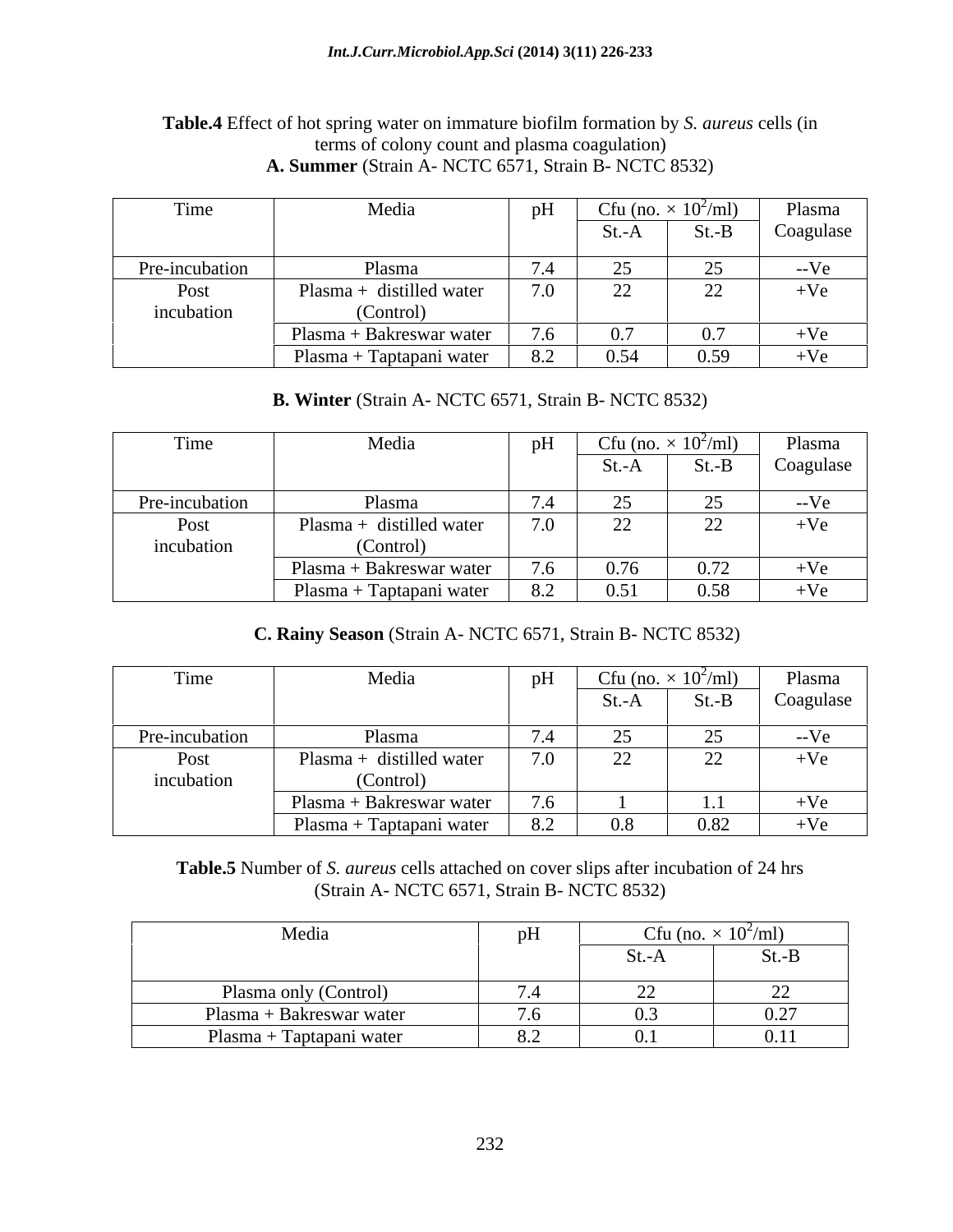**Table.4** Effect of hot spring water on immature biofilm formation by *S. aureus* cells (in terms of colony count and plasma coagulation)

**A. Summer** (Strain A- NCTC 6571, Strain B- NCTC 8532)

| Time | Media | pH | Cfu (no. × $10^2$/ml) | | Plasma Coagulase |
|---|---|---|---|---|---|
| | | | St.-A | St.-B | |
| Pre-incubation | Plasma | 7.4 | 25 | 25 | --Ve |
| Post incubation | Plasma + distilled water (Control) | 7.0 | 22 | 22 | +Ve |
| | Plasma + Bakreswar water | 7.6 | 0.7 | 0.7 | +Ve |
| | Plasma + Taptapani water | 8.2 | 0.54 | 0.59 | +Ve |

**B. Winter** (Strain A- NCTC 6571, Strain B- NCTC 8532)

| Time | Media | pH | Cfu (no. × $10^2$/ml) | | Plasma Coagulase |
|---|---|---|---|---|---|
| | | | St.-A | St.-B | |
| Pre-incubation | Plasma | 7.4 | 25 | 25 | --Ve |
| Post incubation | Plasma + distilled water (Control) | 7.0 | 22 | 22 | +Ve |
| | Plasma + Bakreswar water | 7.6 | 0.76 | 0.72 | +Ve |
| | Plasma + Taptapani water | 8.2 | 0.51 | 0.58 | +Ve |

**C. Rainy Season** (Strain A- NCTC 6571, Strain B- NCTC 8532)

| Time | Media | pH | Cfu (no. × $10^2$/ml) | | Plasma Coagulase |
|---|---|---|---|---|---|
| | | | St.-A | St.-B | |
| Pre-incubation | Plasma | 7.4 | 25 | 25 | --Ve |
| Post incubation | Plasma + distilled water (Control) | 7.0 | 22 | 22 | +Ve |
| | Plasma + Bakreswar water | 7.6 | 1 | 1.1 | +Ve |
| | Plasma + Taptapani water | 8.2 | 0.8 | 0.82 | +Ve |

**Table.5** Number of *S. aureus* cells attached on cover slips after incubation of 24 hrs (Strain A- NCTC 6571, Strain B- NCTC 8532)

| Media | pH | Cfu (no. × $10^2$/ml) | |
|---|---|---|---|
| | | St.-A | St.-B |
| Plasma only (Control) | 7.4 | 22 | 22 |
| Plasma + Bakreswar water | 7.6 | 0.3 | 0.27 |
| Plasma + Taptapani water | 8.2 | 0.1 | 0.11 |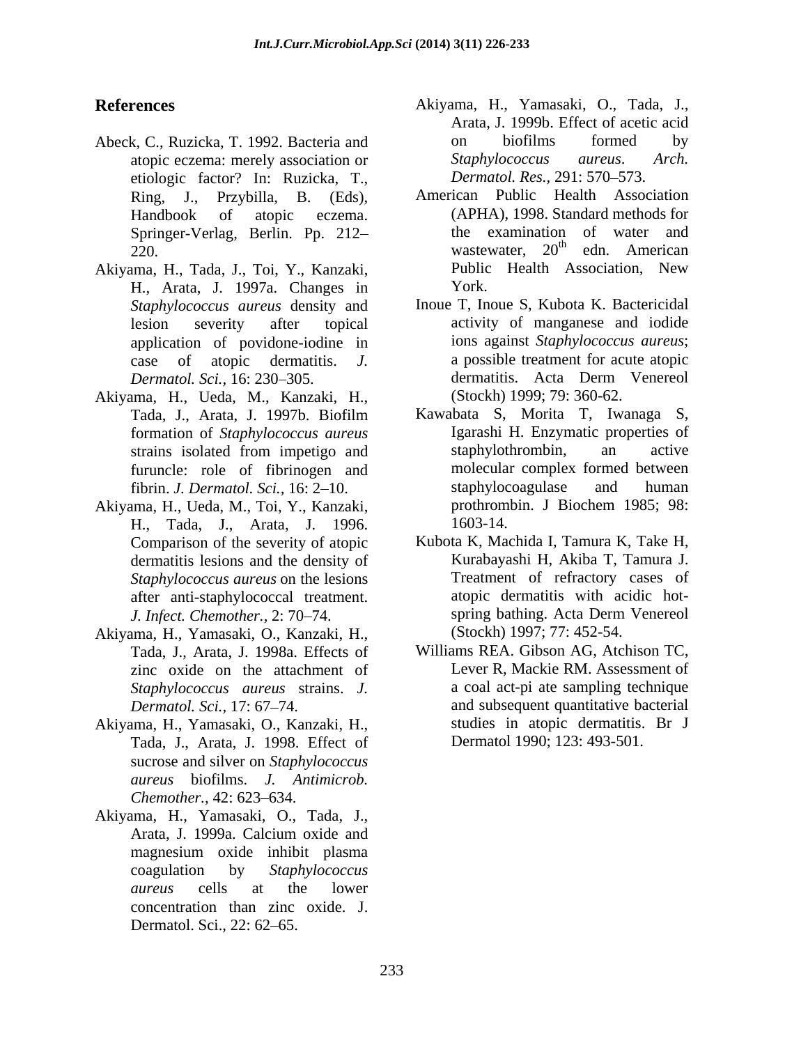## References

Abeck, C., Ruzicka, T. 1992. Bacteria and atopic eczema: merely association or etiologic factor? In: Ruzicka, T., Ring, J., Przybilla, B. (Eds), Handbook of atopic eczema. Springer-Verlag, Berlin. Pp. 212–220.

Akiyama, H., Tada, J., Toi, Y., Kanzaki, H., Arata, J. 1997a. Changes in *Staphylococcus aureus* density and lesion severity after topical application of povidone-iodine in case of atopic dermatitis. *J. Dermatol. Sci.,* 16: 230–305.

Akiyama, H., Ueda, M., Kanzaki, H., Tada, J., Arata, J. 1997b. Biofilm formation of *Staphylococcus aureus* strains isolated from impetigo and furuncle: role of fibrinogen and fibrin. *J. Dermatol. Sci.,* 16: 2–10.

Akiyama, H., Ueda, M., Toi, Y., Kanzaki, H., Tada, J., Arata, J. 1996. Comparison of the severity of atopic dermatitis lesions and the density of *Staphylococcus aureus* on the lesions after anti-staphylococcal treatment. *J. Infect. Chemother.,* 2: 70–74.

Akiyama, H., Yamasaki, O., Kanzaki, H., Tada, J., Arata, J. 1998a. Effects of zinc oxide on the attachment of *Staphylococcus aureus* strains. *J. Dermatol. Sci.,* 17: 67–74.

Akiyama, H., Yamasaki, O., Kanzaki, H., Tada, J., Arata, J. 1998. Effect of sucrose and silver on *Staphylococcus aureus* biofilms. *J. Antimicrob. Chemother.,* 42: 623–634.

Akiyama, H., Yamasaki, O., Tada, J., Arata, J. 1999a. Calcium oxide and magnesium oxide inhibit plasma coagulation by *Staphylococcus aureus* cells at the lower concentration than zinc oxide. J. Dermatol. Sci., 22: 62–65.

Akiyama, H., Yamasaki, O., Tada, J., Arata, J. 1999b. Effect of acetic acid on biofilms formed by *Staphylococcus aureus*. *Arch. Dermatol. Res.,* 291: 570–573.

American Public Health Association (APHA), 1998. Standard methods for the examination of water and wastewater, 20$^{th}$ edn. American Public Health Association, New York.

Inoue T, Inoue S, Kubota K. Bactericidal activity of manganese and iodide ions against *Staphylococcus aureus*; a possible treatment for acute atopic dermatitis. Acta Derm Venereol (Stockh) 1999; 79: 360-62.

Kawabata S, Morita T, Iwanaga S, Igarashi H. Enzymatic properties of staphylothrombin, an active molecular complex formed between staphylocoagulase and human prothrombin. J Biochem 1985; 98: 1603-14.

Kubota K, Machida I, Tamura K, Take H, Kurabayashi H, Akiba T, Tamura J. Treatment of refractory cases of atopic dermatitis with acidic hot-spring bathing. Acta Derm Venereol (Stockh) 1997; 77: 452-54.

Williams REA. Gibson AG, Atchison TC, Lever R, Mackie RM. Assessment of a coal act-pi ate sampling technique and subsequent quantitative bacterial studies in atopic dermatitis. Br J Dermatol 1990; 123: 493-501.